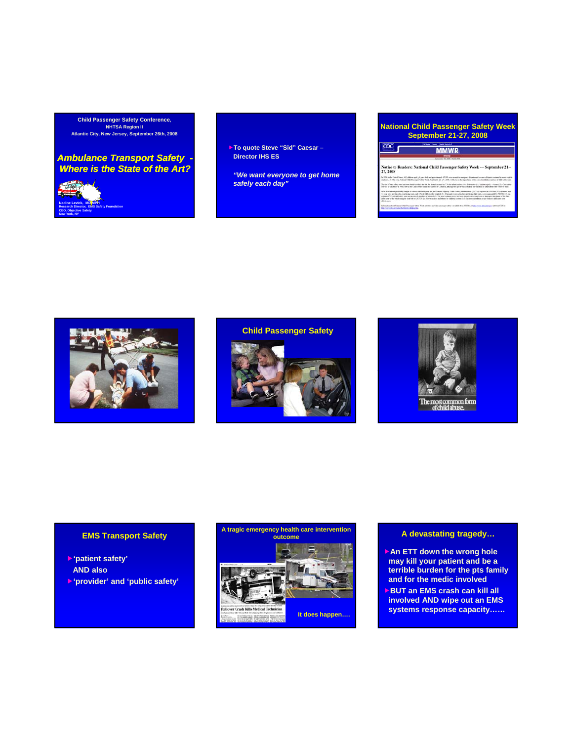Child Passenger Safety Conference,
NHTSA Region II
Atlantic City, New Jersey, September 26th, 2008

## *Ambulance Transport Safety - Where is the State of the Art?*

Nadine Levick, MD MPH
Research Director, EMS Safety Foundation
CEO, Objective Safety
New York, NY

---

- To quote Steve "Sid" Caesar – Director IHS ES

*"We want everyone to get home safely each day"*

---

## National Child Passenger Safety Week September 21-27, 2008

---

## Child Passenger Safety

---

The most common form of child abuse.

---

## EMS Transport Safety

- 'patient safety'
  AND also
- 'provider' and 'public safety'

---

## A tragic emergency health care intervention outcome

Rollover Crash Kills Medical Technician

It does happen….

---

## A devastating tragedy…

- An ETT down the wrong hole may kill your patient and be a terrible burden for the pts family and for the medic involved
- BUT an EMS crash can kill all involved AND wipe out an EMS systems response capacity……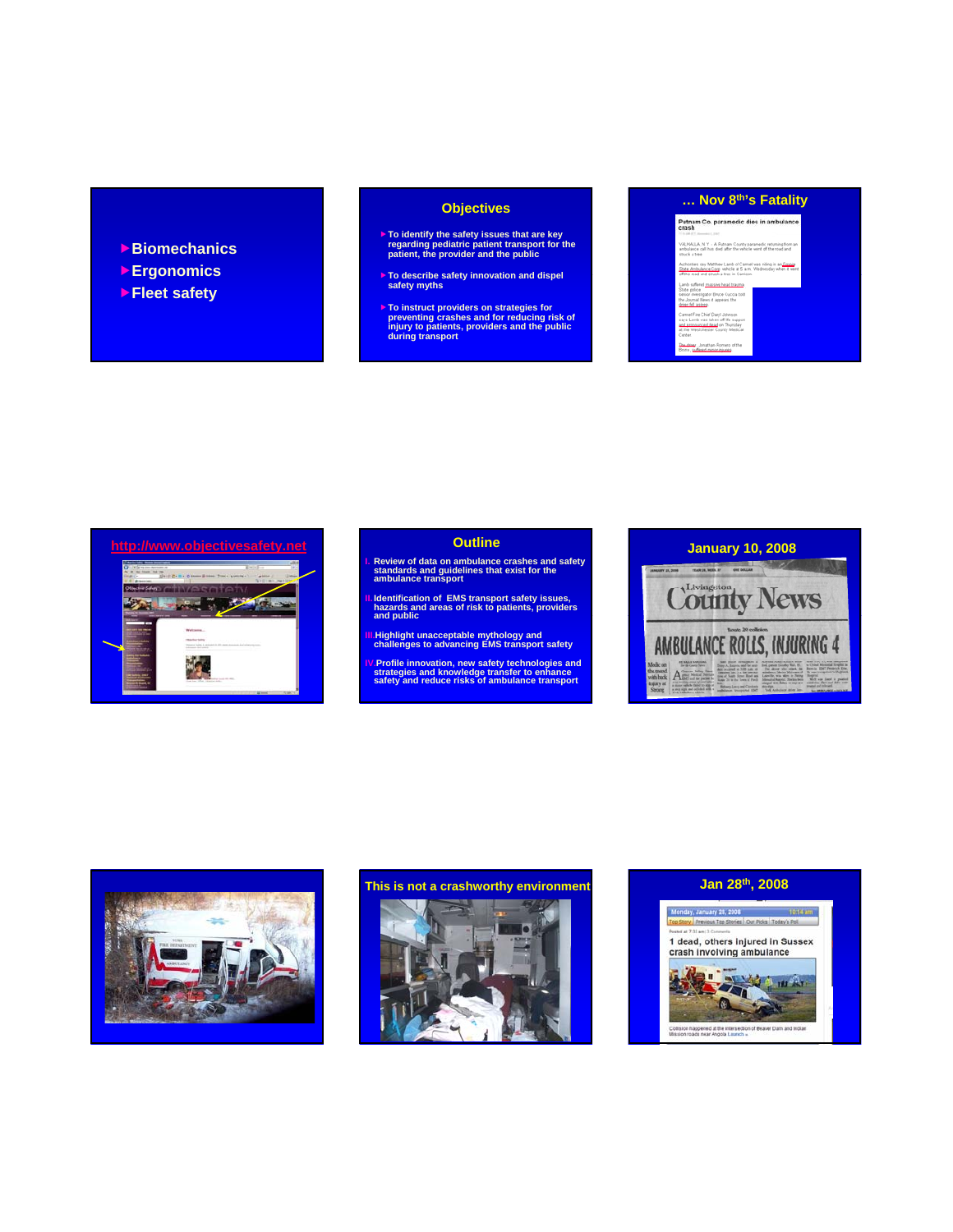- Biomechanics
- Ergonomics
- Fleet safety

## Objectives

- To identify the safety issues that are key regarding pediatric patient transport for the patient, the provider and the public
- To describe safety innovation and dispel safety myths
- To instruct providers on strategies for preventing crashes and for reducing risk of injury to patients, providers and the public during transport

## … Nov 8th's Fatality

## http://www.objectivesafety.net

## Outline

I. Review of data on ambulance crashes and safety standards and guidelines that exist for the ambulance transport

II. Identification of EMS transport safety issues, hazards and areas of risk to patients, providers and public

III. Highlight unacceptable mythology and challenges to advancing EMS transport safety

IV. Profile innovation, new safety technologies and strategies and knowledge transfer to enhance safety and reduce risks of ambulance transport

## January 10, 2008

## This is not a crashworthy environment

## Jan 28th, 2008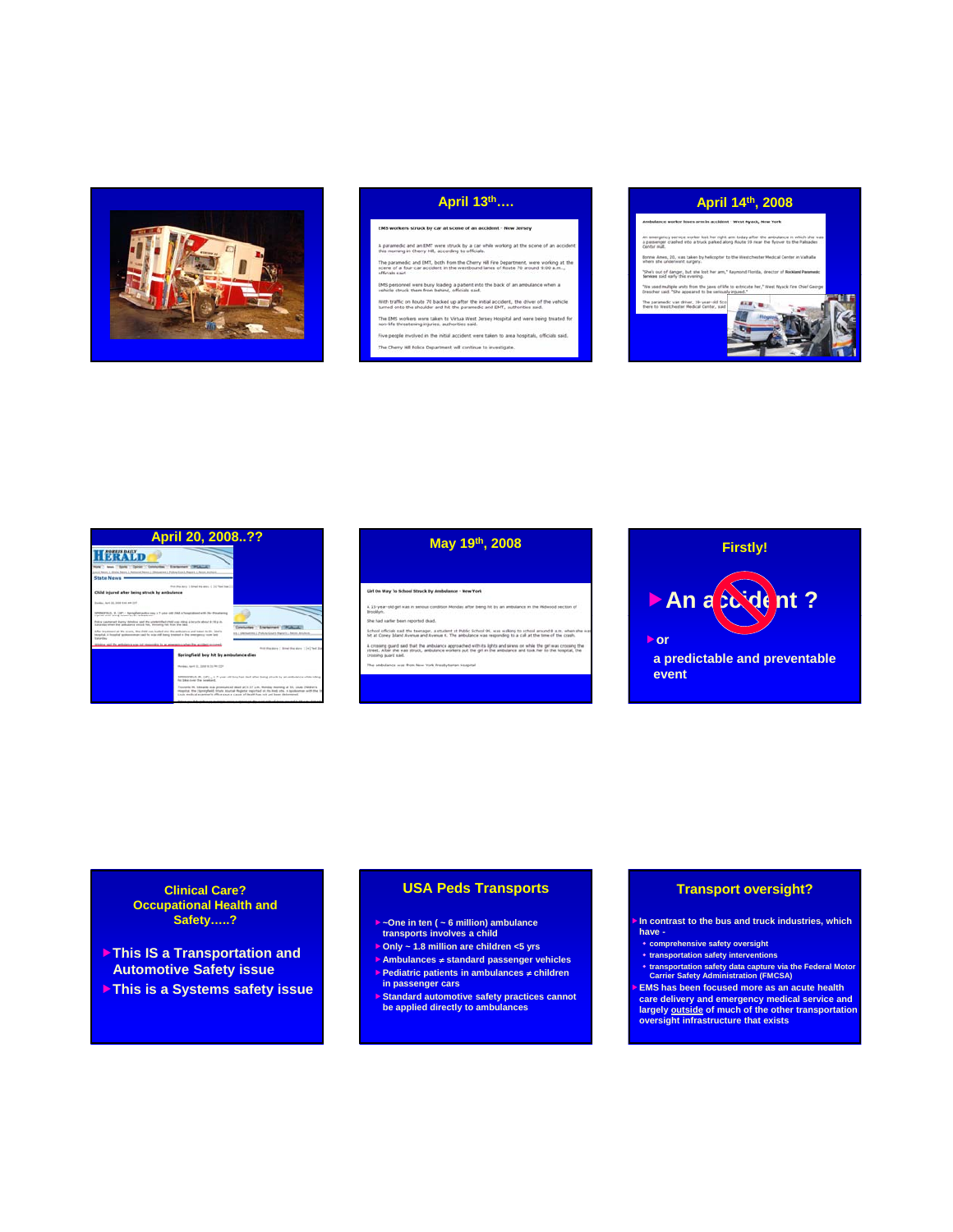## April 13th….

EMS workers struck by car at scene of an accident - New Jersey

A paramedic and an EMT were struck by a car while working at the scene of an accident this morning in Cherry Hill, according to officials.

The paramedic and EMT, both from the Cherry Hill Fire Department, were working at the scene of a four car accident in the westbound lanes of Route 70 around 9:00 a.m., officials said.

EMS personnel were busy loading a patient into the back of an ambulance when a vehicle struck them from behind, officials said.

With traffic on Route 70 backed up after the initial accident, the driver of the vehicle turned onto the shoulder and hit the paramedic and EMT, authorities said.

The EMS workers were taken to Virtua West Jersey Hospital and were being treated for non-life threatening injuries, authorities said.

Five people involved in the initial accident were taken to area hospitals, officials said.

The Cherry Hill Police Department will continue to investigate.

## April 14th, 2008

## April 20, 2008..??

## May 19th, 2008

## Firstly!

- ~~An accident ?~~
- or

a predictable and preventable event

## Clinical Care? Occupational Health and Safety…..?

- This IS a Transportation and Automotive Safety issue
- This is a Systems safety issue

## USA Peds Transports

- ~One in ten ( ~ 6 million) ambulance transports involves a child
- Only ~ 1.8 million are children <5 yrs
- Ambulances ≠ standard passenger vehicles
- Pediatric patients in ambulances ≠ children in passenger cars
- Standard automotive safety practices cannot be applied directly to ambulances

## Transport oversight?

- In contrast to the bus and truck industries, which have -
  - comprehensive safety oversight
  - transportation safety interventions
  - transportation safety data capture via the Federal Motor Carrier Safety Administration (FMCSA)
- EMS has been focused more as an acute health care delivery and emergency medical service and largely <u>outside</u> of much of the other transportation oversight infrastructure that exists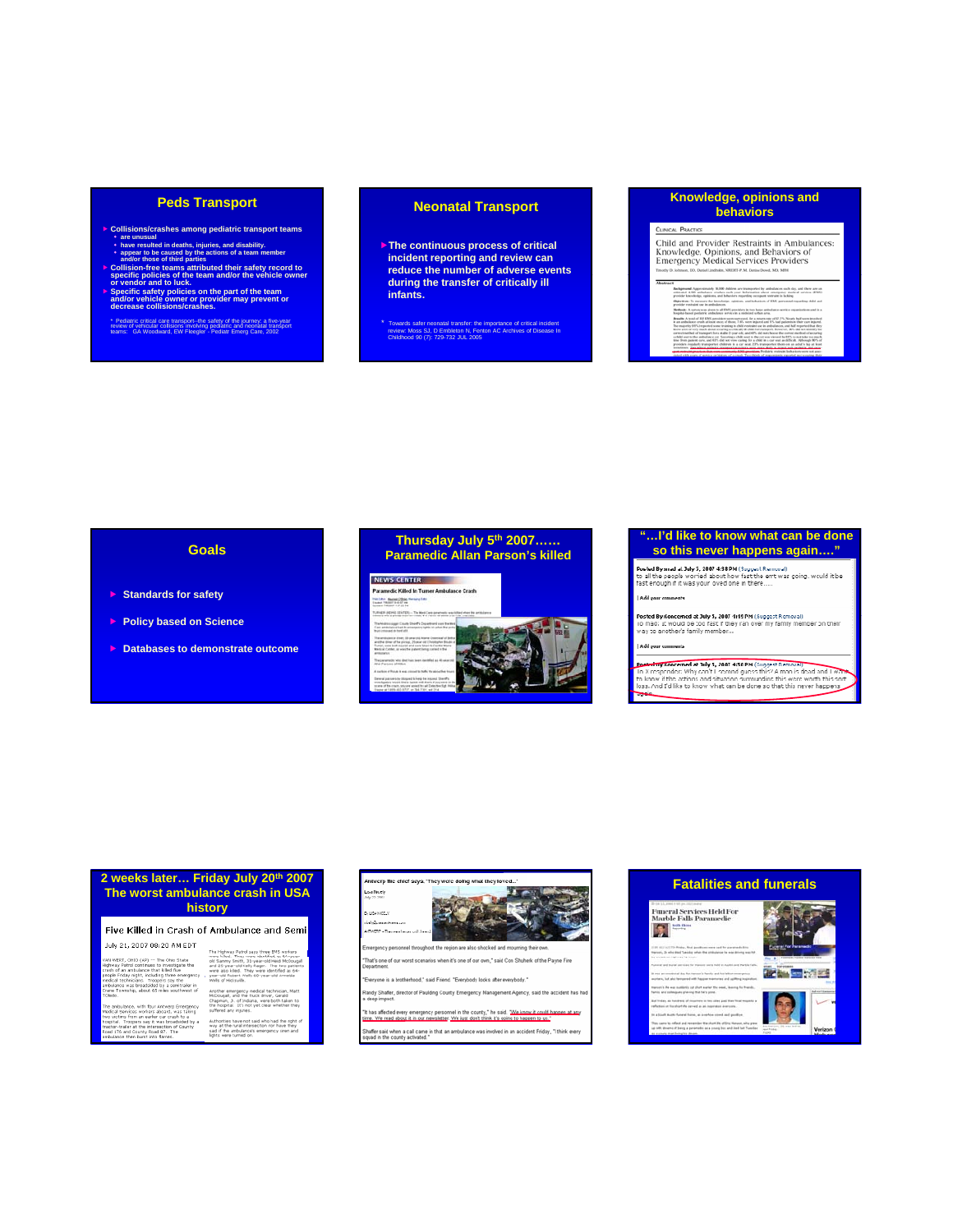## Peds Transport

- Collisions/crashes among pediatric transport teams
  - are unusual
  - have resulted in deaths, injuries, and disability.
  - appear to be caused by the actions of a team member and/or those of third parties
- Collision-free teams attributed their safety record to specific policies of the team and/or the vehicle owner or vendor and to luck.
- Specific safety policies on the part of the team and/or vehicle owner or provider may prevent or decrease collisions/crashes.

\* Pediatric critical care transport–the safety of the journey: a five-year review of vehicular collisions involving pediatric and neonatal transport teams: GA Woodward, EW Fleegler - Pediatr Emerg Care, 2002

## Neonatal Transport

- The continuous process of critical incident reporting and review can reduce the number of adverse events during the transfer of critically ill infants.

\* Towards safer neonatal transfer: the importance of critical incident review: Moss SJ, D Embleton N, Fenton AC Archives of Disease In Childhood 90 (7): 729-732 JUL 2005

## Knowledge, opinions and behaviors

Clinical Practice

Child and Provider Restraints in Ambulances: Knowledge, Opinions, and Behaviors of Emergency Medical Services Providers

## Goals

- Standards for safety
- Policy based on Science
- Databases to demonstrate outcome

## Thursday July 5th 2007…… Paramedic Allan Parson's killed

NEWS CENTER

Paramedic Killed In Turner Ambulance Crash

## "…I'd like to know what can be done so this never happens again…."

Posted By:read at July 5, 2007 4:38 PM (Suggest Removal)
to all the people worried about how fast the ent was going, would it be fast enough if it was your loved one in there.....

Posted By:concerned at July 5, 2007 4:19 PM (Suggest Removal)
To mad: it would be too fast if they ran over my family member on their way to another's family member...

Posted By:concerned at July 5, 2007 4:50 PM (Suggest Removal)
To X responder: Why can't I second guess this? A man is dead and I want to know if the actions and situation surrounding this were worth this sort loss. And I'd like to know what can be done so that this never happens again.

## 2 weeks later… Friday July 20th 2007 The worst ambulance crash in USA history

Five Killed in Crash of Ambulance and Semi

July 21, 2007 08:20 AM EDT

VAN WERT, OHIO (AP) — The Ohio State Highway Patrol continues to investigate the crash of an ambulance that killed five people Friday night, including three emergency medical technicians. Troopers say the ambulance was broadsided by a semitrailer in Crane Township, about 65 miles southwest of Toledo.

The ambulance, with four Antwerp Emergency Medical Services workers aboard, was taking two victims from an earlier car crash to a hospital. Troopers say it was broadsided by a tractor-trailer at the intersection of County Road 176 and County Road 87. The ambulance then burst into flames.

The Highway Patrol says three EMS workers were killed. They were identified as 61-year-old Sammy Smith, 31-year-old Heidi McDougall and 25-year-old Kelly Rager. The two patients were also killed. They were identified as 64-year-old Robert Wells 60-year-old Armeda Wells of Hicksville.

Another emergency medical technician, Matt McDougall, and the truck driver, Gerald Chapman, 31, of Indiana, were both taken to the hospital. It's not yet clear whether they suffered any injuries.

Authorities have not said who had the right of way at the rural intersection nor have they said if the ambulance's emergency siren and lights were turned on.

Antwerp fire chief says: "They were doing what they loved..."

Emergency personnel throughout the region are also shocked and mourning their own.

"That's one of our worst scenarios when it's one of our own," said Cox Shuherk of the Payne Fire Department.

"Everyone is a brotherhood," said Friend. "Everybody looks after everybody."

Randy Shafer, director of Paulding County Emergency Management Agency, said the accident has had a deep impact.

"It has affected every emergency personnel in the county," he said. "We know it could happen at any time. We read about it in our newsletter. We just don't think it's going to happen to us."

Shafer said when a call came in that an ambulance was involved in an accident Friday, "I think every squad in the county activated."

## Fatalities and funerals

Funeral Services Held For Marble Falls Paramedic

Funeral For Paramedic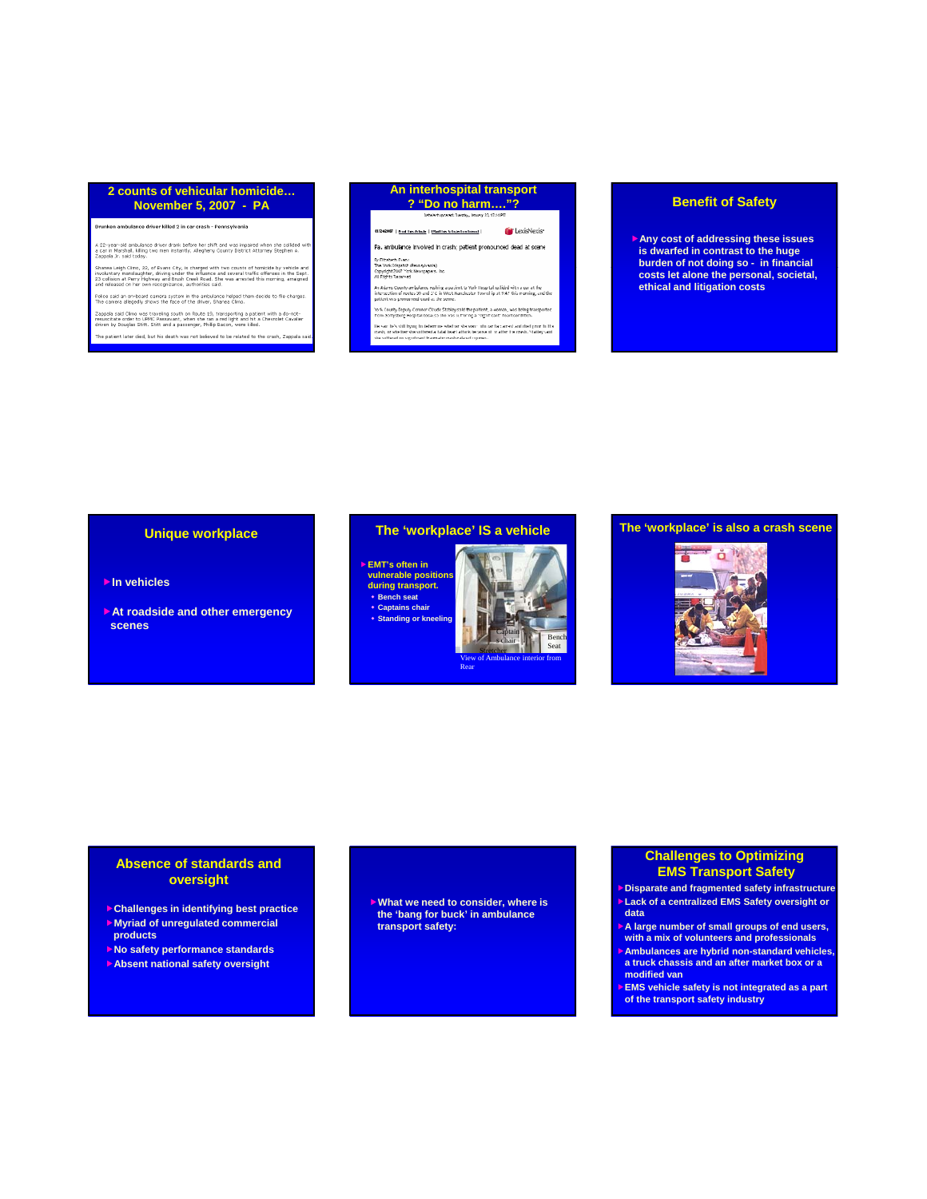## 2 counts of vehicular homicide… November 5, 2007 - PA

**Drunken ambulance driver killed 2 in car crash - Pennsylvania**

A 32-year-old ambulance driver drank before her shift and was impaired when she collided with a car in Marshall, killing two men instantly, Allegheny County District Attorney Stephen A. Zappala Jr. said today.

Shanea Leigh Climo, 32, of Evans City, is charged with two counts of homicide by vehicle and involuntary manslaughter, driving under the influence and several traffic offenses in the Sept. 23 collision at Perry Highway and Brush Creek Road. She was arrested this morning, arraigned and released on her own recognizance, authorities said.

Police said an on-board camera system in the ambulance helped them decide to file charges. The camera allegedly shows the face of the driver, Shanea Climo.

Zappala said Climo was traveling south on Route 19, transporting a patient with a do-not-resuscitate order to UPMC Passavant, when she ran a red light and hit a Chevrolet Cavalier driven by Douglas Shitt. Shitt and a passenger, Philip Bacon, were killed.

The patient later died, but his death was not believed to be related to the crash, Zappala said.

## An interhospital transport ? "Do no harm…."?

Pa. ambulance involved in crash; patient pronounced dead at scene

## Benefit of Safety

- Any cost of addressing these issues is dwarfed in contrast to the huge burden of not doing so - in financial costs let alone the personal, societal, ethical and litigation costs

## Unique workplace

- In vehicles
- At roadside and other emergency scenes

## The 'workplace' IS a vehicle

- EMT's often in vulnerable positions during transport.
  - Bench seat
  - Captains chair
  - Standing or kneeling

View of Ambulance interior from Rear

## The 'workplace' is also a crash scene

## Absence of standards and oversight

- Challenges in identifying best practice
- Myriad of unregulated commercial products
- No safety performance standards
- Absent national safety oversight

- What we need to consider, where is the 'bang for buck' in ambulance transport safety:

## Challenges to Optimizing EMS Transport Safety

- Disparate and fragmented safety infrastructure
- Lack of a centralized EMS Safety oversight or data
- A large number of small groups of end users, with a mix of volunteers and professionals
- Ambulances are hybrid non-standard vehicles, a truck chassis and an after market box or a modified van
- EMS vehicle safety is not integrated as a part of the transport safety industry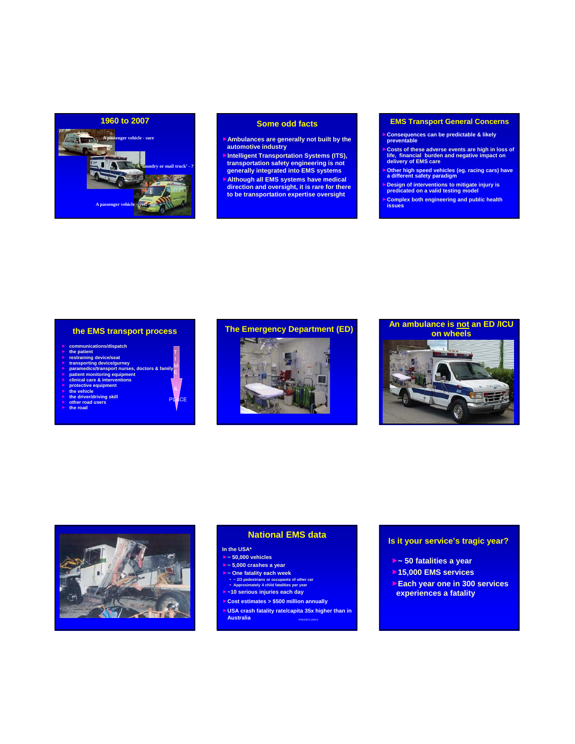## 1960 to 2007

A passenger vehicle - sure

A 'laundry or mail truck' - ?

A passenger vehicle – yes!

## Some odd facts

- Ambulances are generally not built by the automotive industry
- Intelligent Transportation Systems (ITS), transportation safety engineering is not generally integrated into EMS systems
- Although all EMS systems have medical direction and oversight, it is rare for there to be transportation expertise oversight

## EMS Transport General Concerns

- Consequences can be predictable & likely preventable
- Costs of these adverse events are high in loss of life, financial burden and negative impact on delivery of EMS care
- Other high speed vehicles (eg. racing cars) have a different safety paradigm
- Design of interventions to mitigate injury is predicated on a valid testing model
- Complex both engineering and public health issues

## the EMS transport process

- communications/dispatch
- the patient
- restraining device/seat
- transporting device/gurney
- paramedics/transport nurses, doctors & family
- patient monitoring equipment
- clinical care & interventions
- protective equipment
- the vehicle
- the driver/driving skill
- other road users
- the road

TIME & PLACE

## The Emergency Department (ED)

## An ambulance is not an ED /ICU on wheels

## National EMS data

In the USA*

- ~ 50,000 vehicles
- ~ 5,000 crashes a year
- ~ One fatality each week
  - ~ 2/3 pedestrians or occupants of other car
  - Approximately 4 child fatalities per year
- ~10 serious injuries each day
- Cost estimates > $500 million annually
- USA crash fatality rate/capita 35x higher than in Australia

*FARS/BTS 2005-6

## Is it your service's tragic year?

- ~ 50 fatalities a year
- 15,000 EMS services
- Each year one in 300 services experiences a fatality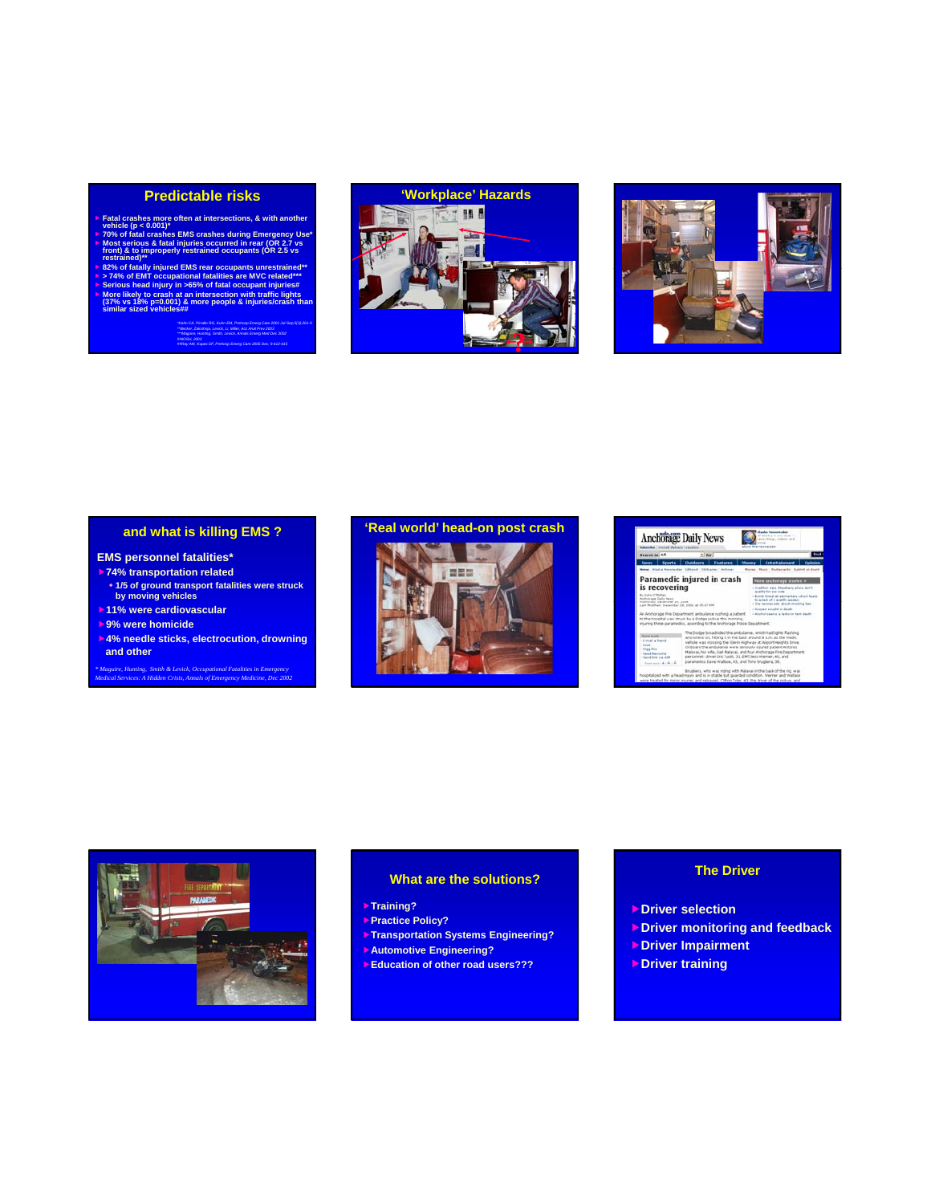## Predictable risks

- Fatal crashes more often at intersections, & with another vehicle ($p < 0.001$)*
- 70% of fatal crashes EMS crashes during Emergency Use*
- Most serious & fatal injuries occurred in rear (OR 2.7 vs front) & to improperly restrained occupants (OR 2.5 vs restrained)**
- 82% of fatally injured EMS rear occupants unrestrained**
- > 74% of EMT occupational fatalities are MVC related***
- Serious head injury in >65% of fatal occupant injuries#
- More likely to crash at an intersection with traffic lights (37% vs 18% p=0.001) & more people & injuries/crash than similar sized vehicles##

*Kahn CA, Pirrallo RG, Kuhn EM, Prehosp Emerg Care 2001 Jul-Sep;5(3):261-9
**Becker, Zaloshnja, Levick, Li, Miller, Acc Anal Prev 2003
***Maguire, Hunting, Smith, Levick, Annals Emerg Med Dec 2002
#NIOSH, 2002
##Ray AM, Kupas DF, Prehosp Emerg Care 2005 Dec; 9:412-415

## 'Workplace' Hazards

## and what is killing EMS ?

**EMS personnel fatalities***

- 74% transportation related
  - 1/5 of ground transport fatalities were struck by moving vehicles
- 11% were cardiovascular
- 9% were homicide
- 4% needle sticks, electrocution, drowning and other

*\* Maguire, Hunting, Smith & Levick, Occupational Fatalities in Emergency Medical Services: A Hidden Crisis, Annals of Emergency Medicine, Dec 2002*

## 'Real world' head-on post crash

## What are the solutions?

- Training?
- Practice Policy?
- Transportation Systems Engineering?
- Automotive Engineering?
- Education of other road users???

## The Driver

- Driver selection
- Driver monitoring and feedback
- Driver Impairment
- Driver training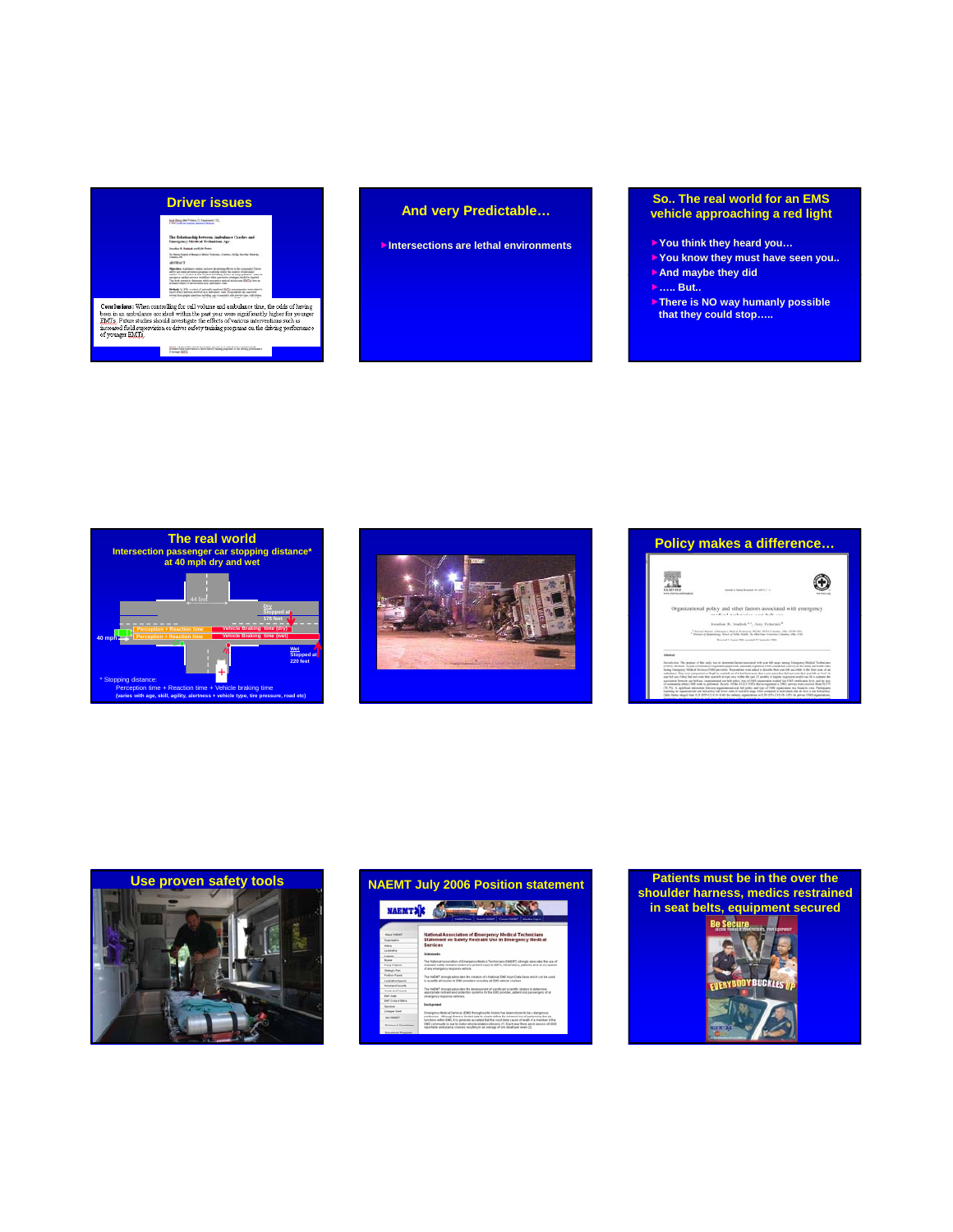## Driver issues

The Relationship between Ambulance Crashes and Emergency Medical Technician Age

**Conclusions:** When controlling for call volume and ambulance time, the odds of having been in an ambulance accident within the past year were significantly higher for younger EMTs. Future studies should investigate the effects of various interventions such as increased field supervision or driver safety training programs on the driving performance of younger EMTs.

## And very Predictable…

- Intersections are lethal environments

## So.. The real world for an EMS vehicle approaching a red light

- You think they heard you…
- You know they must have seen you..
- And maybe they did
- ….. But..
- There is NO way humanly possible that they could stop…..

## The real world

**Intersection passenger car stopping distance* at 40 mph dry and wet**

44 feet

40 mph

Perception + Reaction time | Vehicle Braking time (dry) — Dry: Stopped at 176 feet

Perception + Reaction time | Vehicle Braking time (wet) — Wet: Stopped at 220 feet

\* Stopping distance:
Perception time + Reaction time + Vehicle braking time
(varies with age, skill, agility, alertness + vehicle type, tire pressure, road etc)

## Policy makes a difference…

Organizational policy and other factors associated with emergency medical technician seat belt use

## Use proven safety tools

## NAEMT July 2006 Position statement

National Association of Emergency Medical Technicians Statement on Safety Restraint Use in Emergency Medical Services

## Patients must be in the over the shoulder harness, medics restrained in seat belts, equipment secured

Be Secure

EVERYBODY BUCKLES UP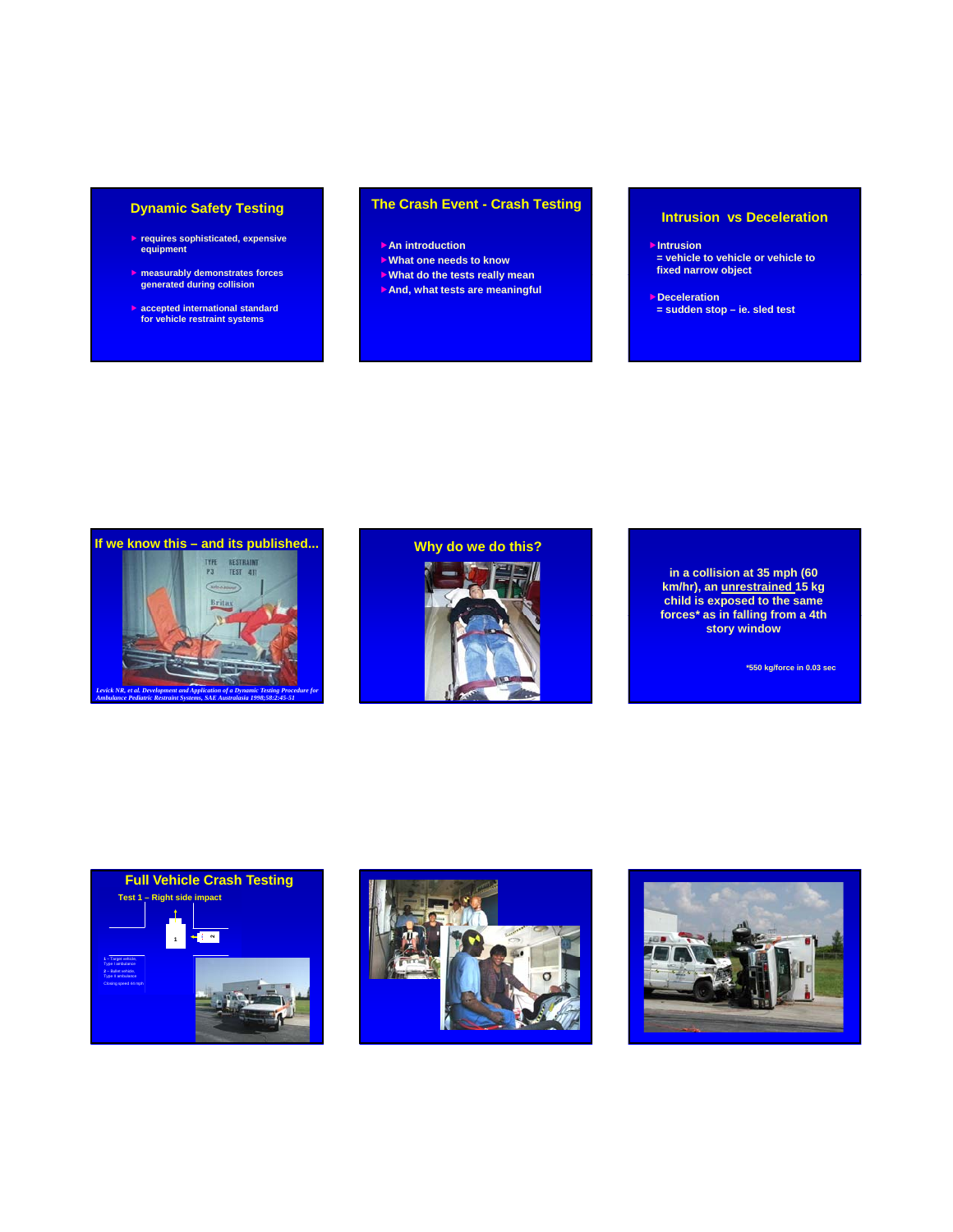## Dynamic Safety Testing

- requires sophisticated, expensive equipment
- measurably demonstrates forces generated during collision
- accepted international standard for vehicle restraint systems

## The Crash Event - Crash Testing

- An introduction
- What one needs to know
- What do the tests really mean
- And, what tests are meaningful

## Intrusion vs Deceleration

- Intrusion
  = vehicle to vehicle or vehicle to fixed narrow object
- Deceleration
  = sudden stop – ie. sled test

## If we know this – and its published...

*Levick NR, et al. Development and Application of a Dynamic Testing Procedure for Ambulance Pediatric Restraint Systems, SAE Australasia 1998;58:2:45-51*

## Why do we do this?

in a collision at 35 mph (60 km/hr), an unrestrained 15 kg child is exposed to the same forces* as in falling from a 4th story window

*550 kg/force in 0.03 sec

## Full Vehicle Crash Testing

Test 1 – Right side impact

1 – Target vehicle, Type I ambulance
2 – Bullet vehicle, Type II ambulance
Closing speed 44 mph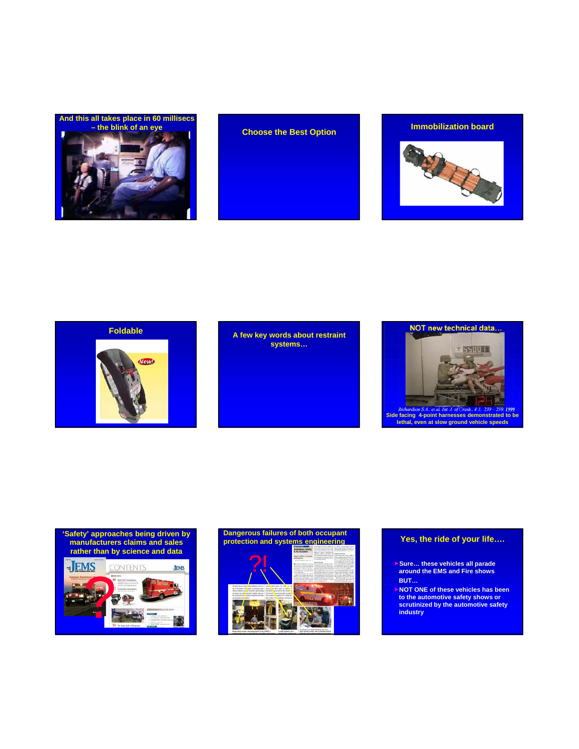## And this all takes place in 60 millisecs – the blink of an eye

## Choose the Best Option

## Immobilization board

## Foldable

New!

## A few key words about restraint systems…

## NOT new technical data…

*Richardson S.A., et al. Int. J. of Crash., 4:3, 239 – 259, 1999*

Side facing 4-point harnesses demonstrated to be lethal, even at slow ground vehicle speeds

## 'Safety' approaches being driven by manufacturers claims and sales rather than by science and data

JEMS

CONTENTS

?

## Dangerous failures of both occupant protection and systems engineering

?!

## Yes, the ride of your life….

- Sure… these vehicles all parade around the EMS and Fire shows

BUT…

- NOT ONE of these vehicles has been to the automotive safety shows or scrutinized by the automotive safety industry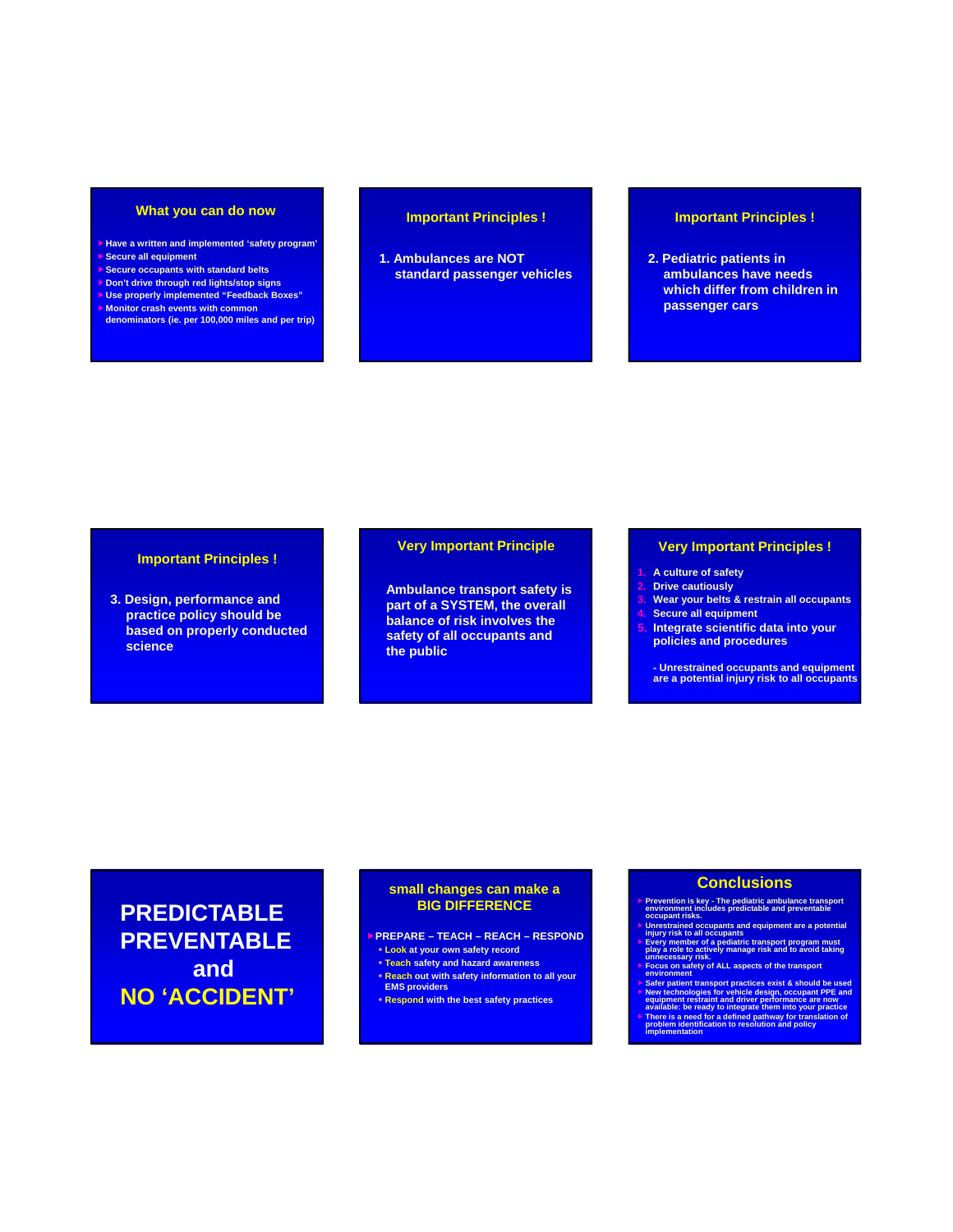## What you can do now

- Have a written and implemented 'safety program'
- Secure all equipment
- Secure occupants with standard belts
- Don't drive through red lights/stop signs
- Use properly implemented "Feedback Boxes"
- Monitor crash events with common denominators (ie. per 100,000 miles and per trip)

## Important Principles !

1. Ambulances are NOT standard passenger vehicles

## Important Principles !

2. Pediatric patients in ambulances have needs which differ from children in passenger cars

## Important Principles !

3. Design, performance and practice policy should be based on properly conducted science

## Very Important Principle

Ambulance transport safety is part of a SYSTEM, the overall balance of risk involves the safety of all occupants and the public

## Very Important Principles !

1. A culture of safety
2. Drive cautiously
3. Wear your belts & restrain all occupants
4. Secure all equipment
5. Integrate scientific data into your policies and procedures

- Unrestrained occupants and equipment are a potential injury risk to all occupants

## PREDICTABLE PREVENTABLE and NO 'ACCIDENT'

## small changes can make a BIG DIFFERENCE

- PREPARE – TEACH – REACH – RESPOND
  - Look at your own safety record
  - Teach safety and hazard awareness
  - Reach out with safety information to all your EMS providers
  - Respond with the best safety practices

## Conclusions

- Prevention is key - The pediatric ambulance transport environment includes predictable and preventable occupant risks.
- Unrestrained occupants and equipment are a potential injury risk to all occupants
- Every member of a pediatric transport program must play a role to actively manage risk and to avoid taking unnecessary risk.
- Focus on safety of ALL aspects of the transport environment
- Safer patient transport practices exist & should be used
- New technologies for vehicle design, occupant PPE and equipment restraint and driver performance are now available: be ready to integrate them into your practice
- There is a need for a defined pathway for translation of problem identification to resolution and policy implementation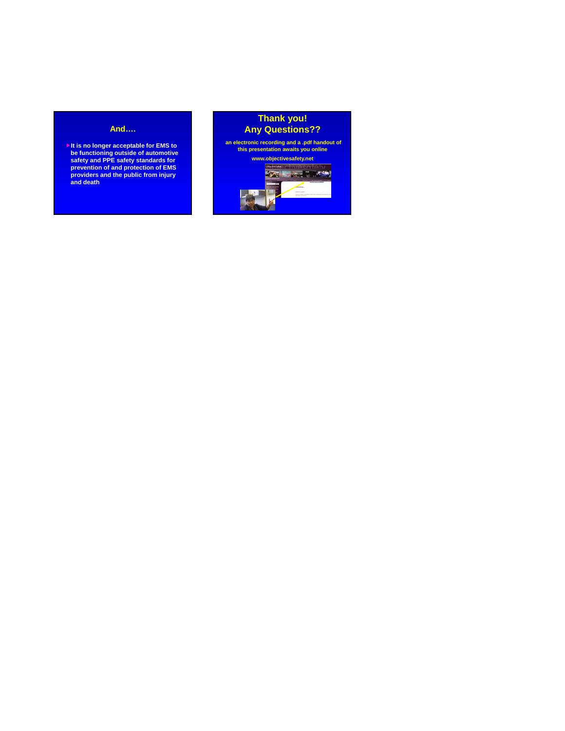## And….

- It is no longer acceptable for EMS to be functioning outside of automotive safety and PPE safety standards for prevention of and protection of EMS providers and the public from injury and death

## Thank you!
## Any Questions??

an electronic recording and a .pdf handout of this presentation awaits you online

www.objectivesafety.net